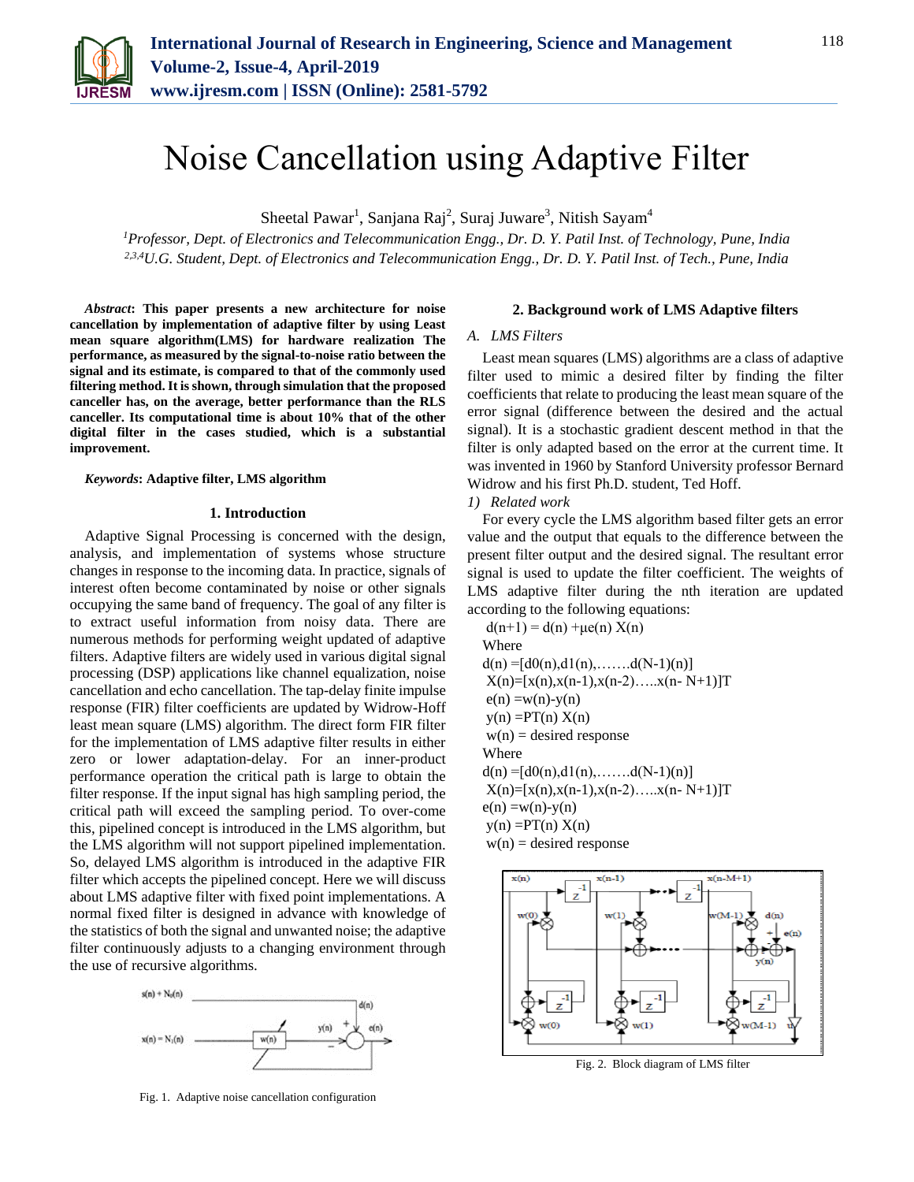# Noise Cancellation using Adaptive Filter

Sheetal Pawar[1], Sanjana Raj[2], Suraj Juware[3], Nitish Sayam[4]

[1]*Professor, Dept. of Electronics and Telecommunication Engg., Dr. D. Y. Patil Inst. of Technology, Pune, India*
[2,3,4]*U.G. Student, Dept. of Electronics and Telecommunication Engg., Dr. D. Y. Patil Inst. of Tech., Pune, India*

***Abstract*: This paper presents a new architecture for noise cancellation by implementation of adaptive filter by using Least mean square algorithm(LMS) for hardware realization The performance, as measured by the signal-to-noise ratio between the signal and its estimate, is compared to that of the commonly used filtering method. It is shown, through simulation that the proposed canceller has, on the average, better performance than the RLS canceller. Its computational time is about 10% that of the other digital filter in the cases studied, which is a substantial improvement.**

***Keywords*: Adaptive filter, LMS algorithm**

## 1. Introduction

Adaptive Signal Processing is concerned with the design, analysis, and implementation of systems whose structure changes in response to the incoming data. In practice, signals of interest often become contaminated by noise or other signals occupying the same band of frequency. The goal of any filter is to extract useful information from noisy data. There are numerous methods for performing weight updated of adaptive filters. Adaptive filters are widely used in various digital signal processing (DSP) applications like channel equalization, noise cancellation and echo cancellation. The tap-delay finite impulse response (FIR) filter coefficients are updated by Widrow-Hoff least mean square (LMS) algorithm. The direct form FIR filter for the implementation of LMS adaptive filter results in either zero or lower adaptation-delay. For an inner-product performance operation the critical path is large to obtain the filter response. If the input signal has high sampling period, the critical path will exceed the sampling period. To over-come this, pipelined concept is introduced in the LMS algorithm, but the LMS algorithm will not support pipelined implementation. So, delayed LMS algorithm is introduced in the adaptive FIR filter which accepts the pipelined concept. Here we will discuss about LMS adaptive filter with fixed point implementations. A normal fixed filter is designed in advance with knowledge of the statistics of both the signal and unwanted noise; the adaptive filter continuously adjusts to a changing environment through the use of recursive algorithms.

Fig. 1. Adaptive noise cancellation configuration

## 2. Background work of LMS Adaptive filters

### A. LMS Filters

Least mean squares (LMS) algorithms are a class of adaptive filter used to mimic a desired filter by finding the filter coefficients that relate to producing the least mean square of the error signal (difference between the desired and the actual signal). It is a stochastic gradient descent method in that the filter is only adapted based on the error at the current time. It was invented in 1960 by Stanford University professor Bernard Widrow and his first Ph.D. student, Ted Hoff.

*1) Related work*

For every cycle the LMS algorithm based filter gets an error value and the output that equals to the difference between the present filter output and the desired signal. The resultant error signal is used to update the filter coefficient. The weights of LMS adaptive filter during the nth iteration are updated according to the following equations:

$d(n+1) = d(n) + \mu e(n) X(n)$

Where

$d(n) = [d0(n), d1(n), \ldots\ldots. d(N-1)(n)]$

$X(n) = [x(n), x(n-1), x(n-2) \ldots.. x(n-N+1)]T$

$e(n) = w(n) - y(n)$

$y(n) = PT(n) X(n)$

$w(n)$ = desired response

Where

$d(n) = [d0(n), d1(n), \ldots\ldots. d(N-1)(n)]$

$X(n) = [x(n), x(n-1), x(n-2) \ldots.. x(n-N+1)]T$

$e(n) = w(n) - y(n)$

$y(n) = PT(n) X(n)$

$w(n)$ = desired response

Fig. 2. Block diagram of LMS filter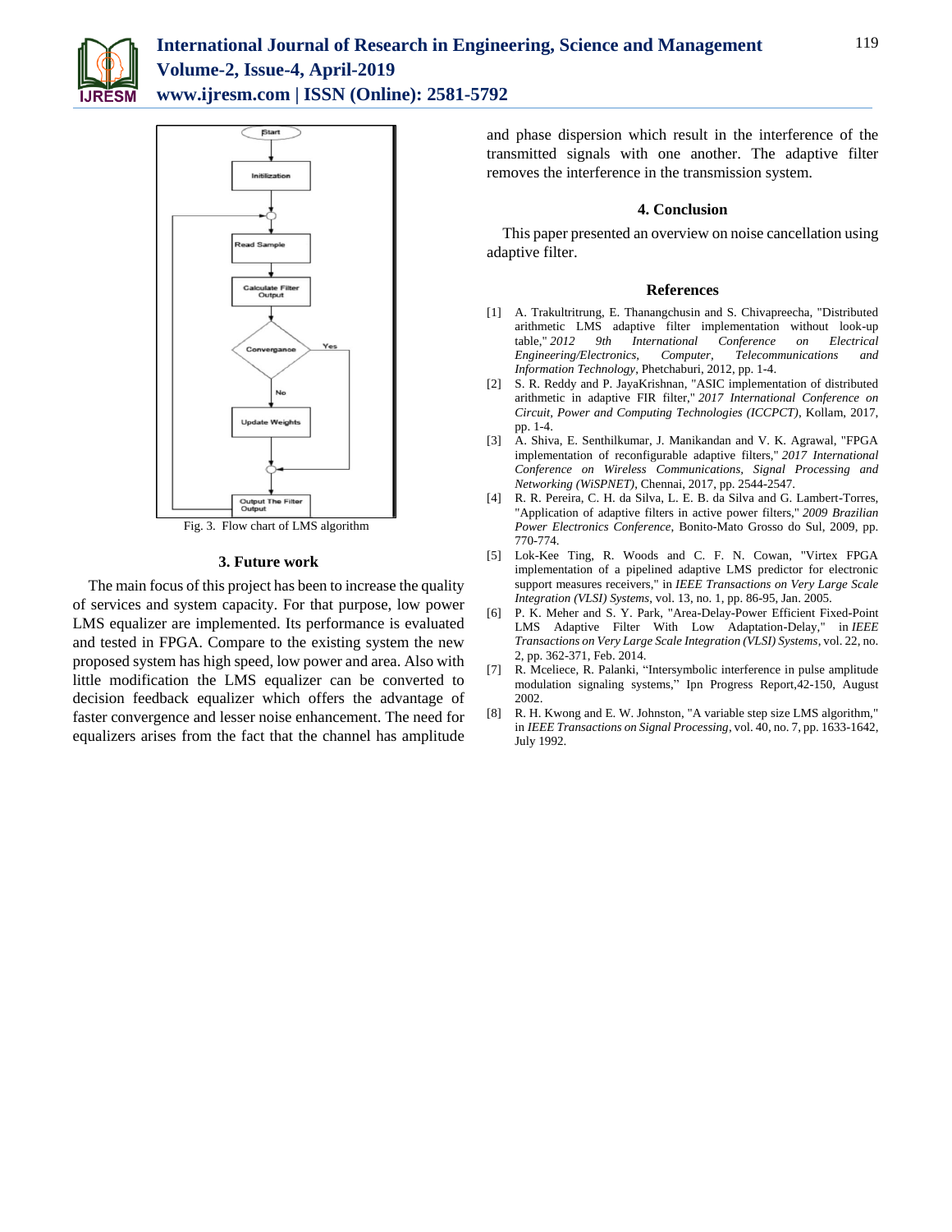Start

Initilization

Read Sample

Calculate Filter Output

Convergance

Yes

No

Update Weights

Output The Filter Output

Fig. 3. Flow chart of LMS algorithm

### 3. Future work

The main focus of this project has been to increase the quality of services and system capacity. For that purpose, low power LMS equalizer are implemented. Its performance is evaluated and tested in FPGA. Compare to the existing system the new proposed system has high speed, low power and area. Also with little modification the LMS equalizer can be converted to decision feedback equalizer which offers the advantage of faster convergence and lesser noise enhancement. The need for equalizers arises from the fact that the channel has amplitude and phase dispersion which result in the interference of the transmitted signals with one another. The adaptive filter removes the interference in the transmission system.

### 4. Conclusion

This paper presented an overview on noise cancellation using adaptive filter.

### References

[1] A. Trakultritrung, E. Thanangchusin and S. Chivapreecha, "Distributed arithmetic LMS adaptive filter implementation without look-up table," *2012 9th International Conference on Electrical Engineering/Electronics, Computer, Telecommunications and Information Technology*, Phetchaburi, 2012, pp. 1-4.

[2] S. R. Reddy and P. JayaKrishnan, "ASIC implementation of distributed arithmetic in adaptive FIR filter," *2017 International Conference on Circuit, Power and Computing Technologies (ICCPCT)*, Kollam, 2017, pp. 1-4.

[3] A. Shiva, E. Senthilkumar, J. Manikandan and V. K. Agrawal, "FPGA implementation of reconfigurable adaptive filters," *2017 International Conference on Wireless Communications, Signal Processing and Networking (WiSPNET)*, Chennai, 2017, pp. 2544-2547.

[4] R. R. Pereira, C. H. da Silva, L. E. B. da Silva and G. Lambert-Torres, "Application of adaptive filters in active power filters," *2009 Brazilian Power Electronics Conference*, Bonito-Mato Grosso do Sul, 2009, pp. 770-774.

[5] Lok-Kee Ting, R. Woods and C. F. N. Cowan, "Virtex FPGA implementation of a pipelined adaptive LMS predictor for electronic support measures receivers," in *IEEE Transactions on Very Large Scale Integration (VLSI) Systems*, vol. 13, no. 1, pp. 86-95, Jan. 2005.

[6] P. K. Meher and S. Y. Park, "Area-Delay-Power Efficient Fixed-Point LMS Adaptive Filter With Low Adaptation-Delay," in *IEEE Transactions on Very Large Scale Integration (VLSI) Systems*, vol. 22, no. 2, pp. 362-371, Feb. 2014.

[7] R. Mceliece, R. Palanki, "Intersymbolic interference in pulse amplitude modulation signaling systems," Ipn Progress Report,42-150, August 2002.

[8] R. H. Kwong and E. W. Johnston, "A variable step size LMS algorithm," in *IEEE Transactions on Signal Processing*, vol. 40, no. 7, pp. 1633-1642, July 1992.